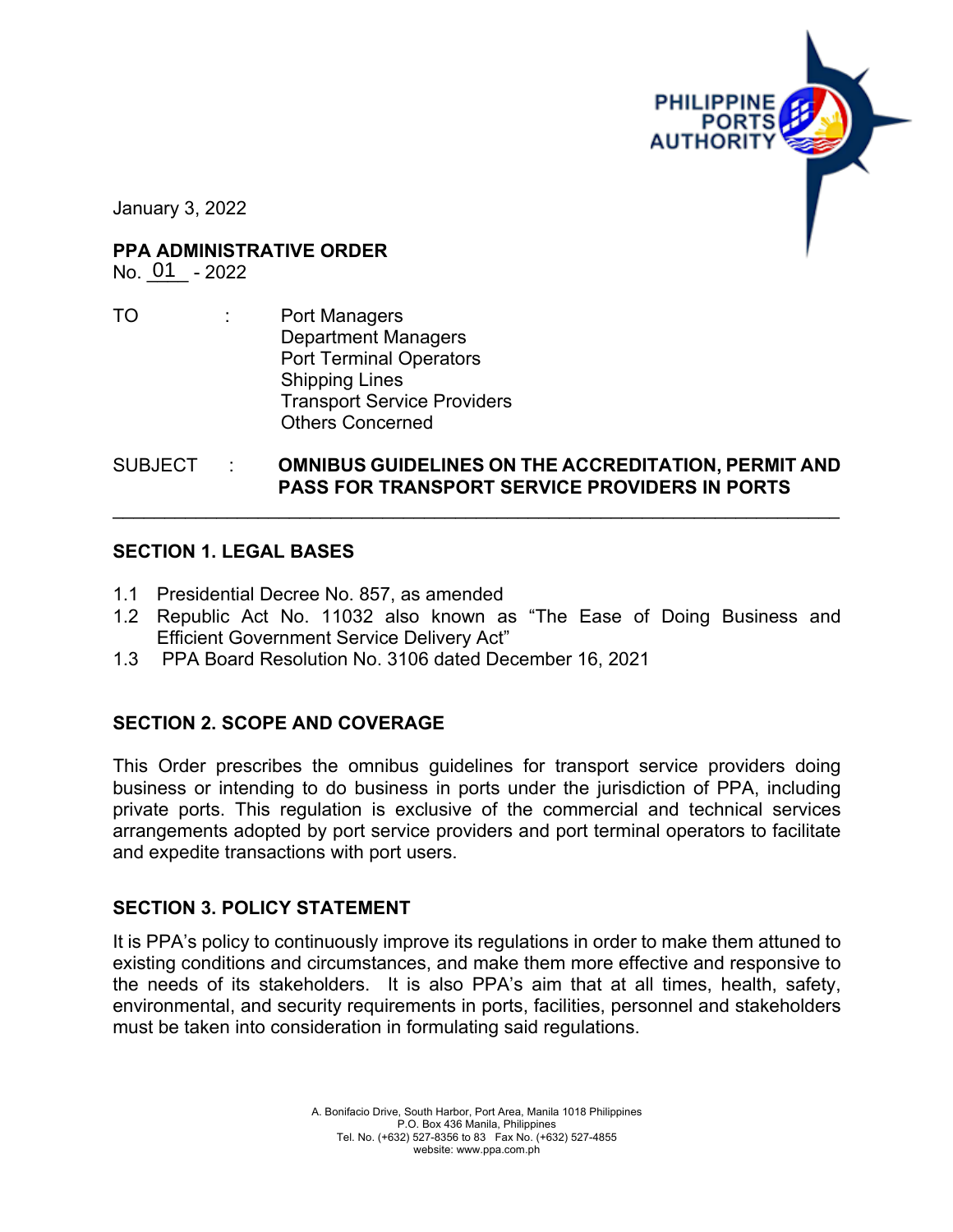PHILIPPINE PORTS AUTHORITY

January 3, 2022

**PPA ADMINISTRATIVE ORDER**
No. 01 - 2022

TO : Port Managers
Department Managers
Port Terminal Operators
Shipping Lines
Transport Service Providers
Others Concerned

SUBJECT : **OMNIBUS GUIDELINES ON THE ACCREDITATION, PERMIT AND PASS FOR TRANSPORT SERVICE PROVIDERS IN PORTS**

---

## SECTION 1. LEGAL BASES

1.1 Presidential Decree No. 857, as amended
1.2 Republic Act No. 11032 also known as "The Ease of Doing Business and Efficient Government Service Delivery Act"
1.3 PPA Board Resolution No. 3106 dated December 16, 2021

## SECTION 2. SCOPE AND COVERAGE

This Order prescribes the omnibus guidelines for transport service providers doing business or intending to do business in ports under the jurisdiction of PPA, including private ports. This regulation is exclusive of the commercial and technical services arrangements adopted by port service providers and port terminal operators to facilitate and expedite transactions with port users.

## SECTION 3. POLICY STATEMENT

It is PPA's policy to continuously improve its regulations in order to make them attuned to existing conditions and circumstances, and make them more effective and responsive to the needs of its stakeholders. It is also PPA's aim that at all times, health, safety, environmental, and security requirements in ports, facilities, personnel and stakeholders must be taken into consideration in formulating said regulations.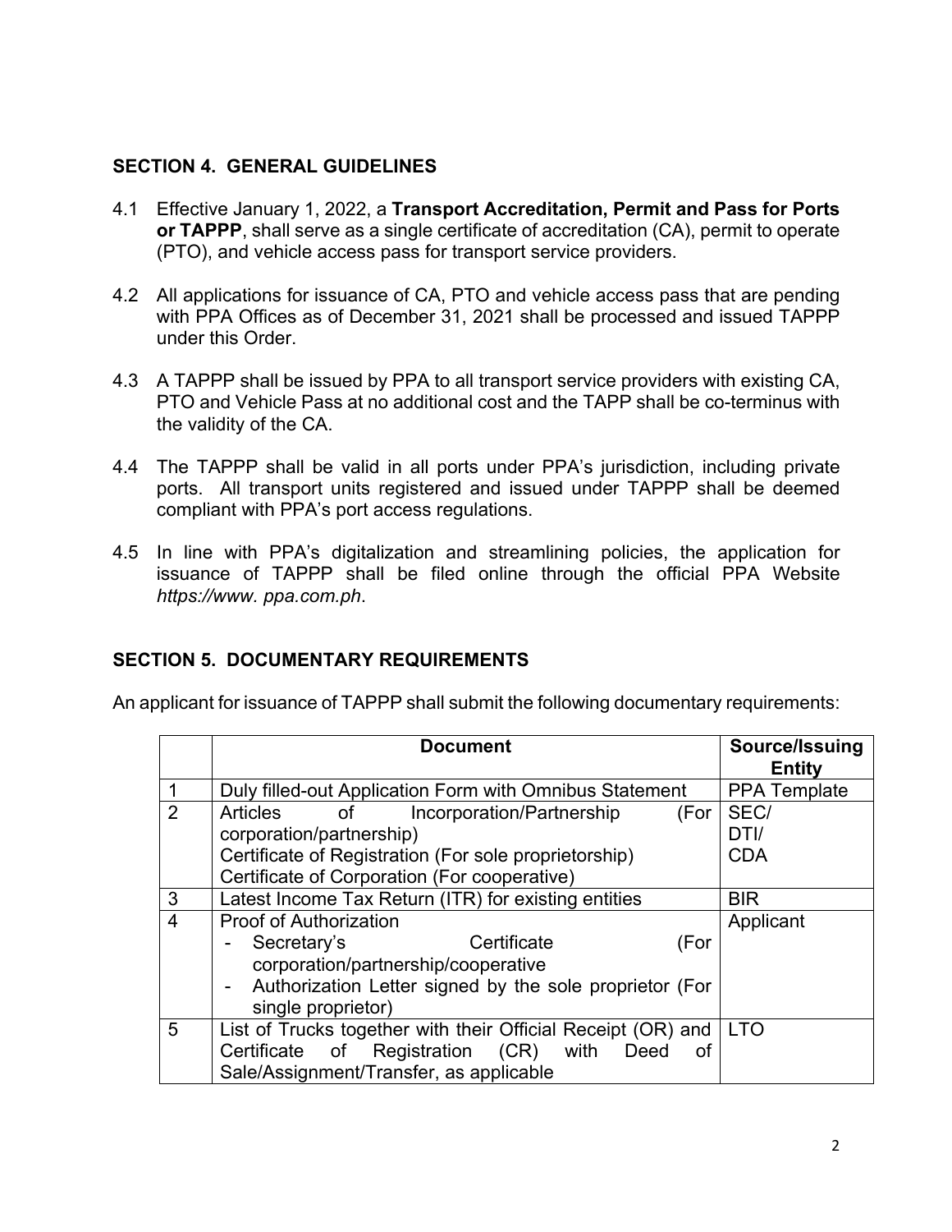## SECTION 4. GENERAL GUIDELINES

4.1 Effective January 1, 2022, a **Transport Accreditation, Permit and Pass for Ports or TAPPP**, shall serve as a single certificate of accreditation (CA), permit to operate (PTO), and vehicle access pass for transport service providers.

4.2 All applications for issuance of CA, PTO and vehicle access pass that are pending with PPA Offices as of December 31, 2021 shall be processed and issued TAPPP under this Order.

4.3 A TAPPP shall be issued by PPA to all transport service providers with existing CA, PTO and Vehicle Pass at no additional cost and the TAPP shall be co-terminus with the validity of the CA.

4.4 The TAPPP shall be valid in all ports under PPA's jurisdiction, including private ports. All transport units registered and issued under TAPPP shall be deemed compliant with PPA's port access regulations.

4.5 In line with PPA's digitalization and streamlining policies, the application for issuance of TAPPP shall be filed online through the official PPA Website *https://www. ppa.com.ph*.

## SECTION 5. DOCUMENTARY REQUIREMENTS

An applicant for issuance of TAPPP shall submit the following documentary requirements:

| | Document | Source/Issuing Entity |
|---|---|---|
| 1 | Duly filled-out Application Form with Omnibus Statement | PPA Template |
| 2 | Articles of Incorporation/Partnership (For corporation/partnership)<br>Certificate of Registration (For sole proprietorship)<br>Certificate of Corporation (For cooperative) | SEC/<br>DTI/<br>CDA |
| 3 | Latest Income Tax Return (ITR) for existing entities | BIR |
| 4 | Proof of Authorization<br>- Secretary's Certificate (For corporation/partnership/cooperative<br>- Authorization Letter signed by the sole proprietor (For single proprietor) | Applicant |
| 5 | List of Trucks together with their Official Receipt (OR) and Certificate of Registration (CR) with Deed of Sale/Assignment/Transfer, as applicable | LTO |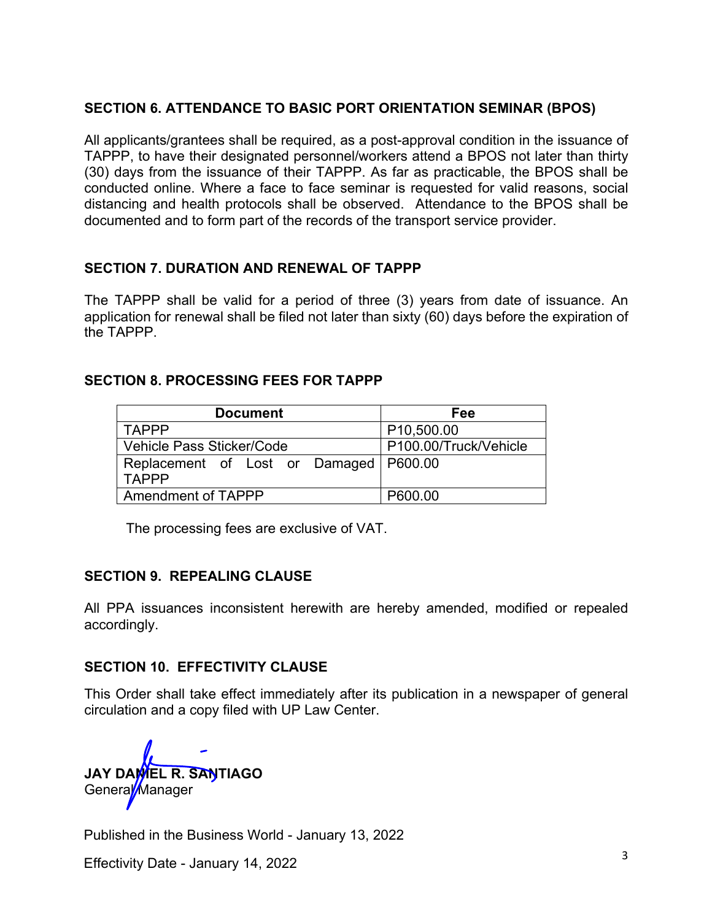## SECTION 6. ATTENDANCE TO BASIC PORT ORIENTATION SEMINAR (BPOS)

All applicants/grantees shall be required, as a post-approval condition in the issuance of TAPPP, to have their designated personnel/workers attend a BPOS not later than thirty (30) days from the issuance of their TAPPP. As far as practicable, the BPOS shall be conducted online. Where a face to face seminar is requested for valid reasons, social distancing and health protocols shall be observed. Attendance to the BPOS shall be documented and to form part of the records of the transport service provider.

## SECTION 7. DURATION AND RENEWAL OF TAPPP

The TAPPP shall be valid for a period of three (3) years from date of issuance. An application for renewal shall be filed not later than sixty (60) days before the expiration of the TAPPP.

## SECTION 8. PROCESSING FEES FOR TAPPP

| Document | Fee |
|---|---|
| TAPPP | P10,500.00 |
| Vehicle Pass Sticker/Code | P100.00/Truck/Vehicle |
| Replacement of Lost or Damaged TAPPP | P600.00 |
| Amendment of TAPPP | P600.00 |

The processing fees are exclusive of VAT.

## SECTION 9. REPEALING CLAUSE

All PPA issuances inconsistent herewith are hereby amended, modified or repealed accordingly.

## SECTION 10. EFFECTIVITY CLAUSE

This Order shall take effect immediately after its publication in a newspaper of general circulation and a copy filed with UP Law Center.

**JAY DANIEL R. SANTIAGO**
General Manager

Published in the Business World - January 13, 2022

Effectivity Date - January 14, 2022